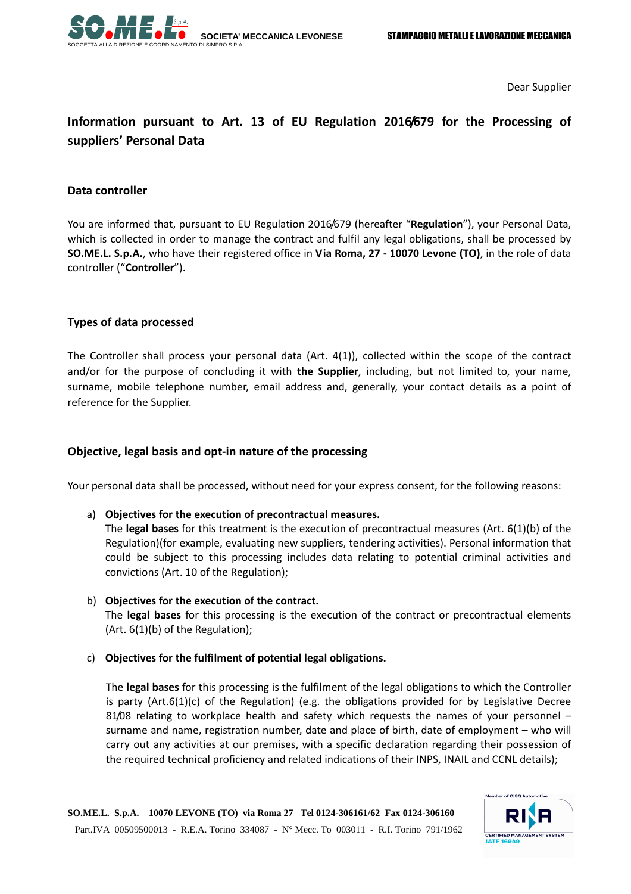Dear Supplier

# Information pursuant to Art. 13 of EU Regulation 2016/679 for the Processing of suppliers' Personal Data

## Data controller

You are informed that, pursuant to EU Regulation 2016/679 (hereafter "**Regulation**"), your Personal Data, which is collected in order to manage the contract and fulfil any legal obligations, shall be processed by **SO.ME.L. S.p.A.**, who have their registered office in **Via Roma, 27 - 10070 Levone (TO)**, in the role of data controller ("**Controller**").

## Types of data processed

The Controller shall process your personal data (Art. 4(1)), collected within the scope of the contract and/or for the purpose of concluding it with **the Supplier**, including, but not limited to, your name, surname, mobile telephone number, email address and, generally, your contact details as a point of reference for the Supplier.

## Objective, legal basis and opt-in nature of the processing

Your personal data shall be processed, without need for your express consent, for the following reasons:

a) **Objectives for the execution of precontractual measures.**
The **legal bases** for this treatment is the execution of precontractual measures (Art. 6(1)(b) of the Regulation)(for example, evaluating new suppliers, tendering activities). Personal information that could be subject to this processing includes data relating to potential criminal activities and convictions (Art. 10 of the Regulation);

b) **Objectives for the execution of the contract.**
The **legal bases** for this processing is the execution of the contract or precontractual elements (Art. 6(1)(b) of the Regulation);

c) **Objectives for the fulfilment of potential legal obligations.**

The **legal bases** for this processing is the fulfilment of the legal obligations to which the Controller is party (Art.6(1)(c) of the Regulation) (e.g. the obligations provided for by Legislative Decree 81/08 relating to workplace health and safety which requests the names of your personnel – surname and name, registration number, date and place of birth, date of employment – who will carry out any activities at our premises, with a specific declaration regarding their possession of the required technical proficiency and related indications of their INPS, INAIL and CCNL details);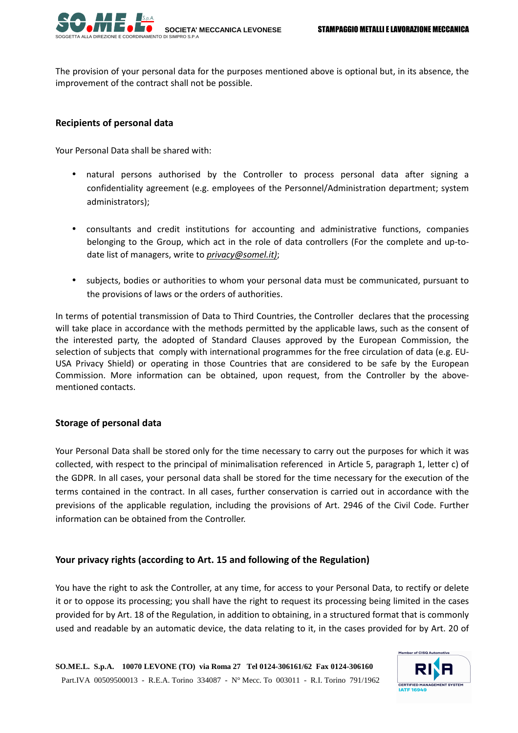The provision of your personal data for the purposes mentioned above is optional but, in its absence, the improvement of the contract shall not be possible.

### Recipients of personal data

Your Personal Data shall be shared with:

- natural persons authorised by the Controller to process personal data after signing a confidentiality agreement (e.g. employees of the Personnel/Administration department; system administrators);
- consultants and credit institutions for accounting and administrative functions, companies belonging to the Group, which act in the role of data controllers (For the complete and up-to-date list of managers, write to *privacy@somel.it)*;
- subjects, bodies or authorities to whom your personal data must be communicated, pursuant to the provisions of laws or the orders of authorities.

In terms of potential transmission of Data to Third Countries, the Controller declares that the processing will take place in accordance with the methods permitted by the applicable laws, such as the consent of the interested party, the adopted of Standard Clauses approved by the European Commission, the selection of subjects that comply with international programmes for the free circulation of data (e.g. EU-USA Privacy Shield) or operating in those Countries that are considered to be safe by the European Commission. More information can be obtained, upon request, from the Controller by the above-mentioned contacts.

### Storage of personal data

Your Personal Data shall be stored only for the time necessary to carry out the purposes for which it was collected, with respect to the principal of minimalisation referenced in Article 5, paragraph 1, letter c) of the GDPR. In all cases, your personal data shall be stored for the time necessary for the execution of the terms contained in the contract. In all cases, further conservation is carried out in accordance with the previsions of the applicable regulation, including the provisions of Art. 2946 of the Civil Code. Further information can be obtained from the Controller.

### Your privacy rights (according to Art. 15 and following of the Regulation)

You have the right to ask the Controller, at any time, for access to your Personal Data, to rectify or delete it or to oppose its processing; you shall have the right to request its processing being limited in the cases provided for by Art. 18 of the Regulation, in addition to obtaining, in a structured format that is commonly used and readable by an automatic device, the data relating to it, in the cases provided for by Art. 20 of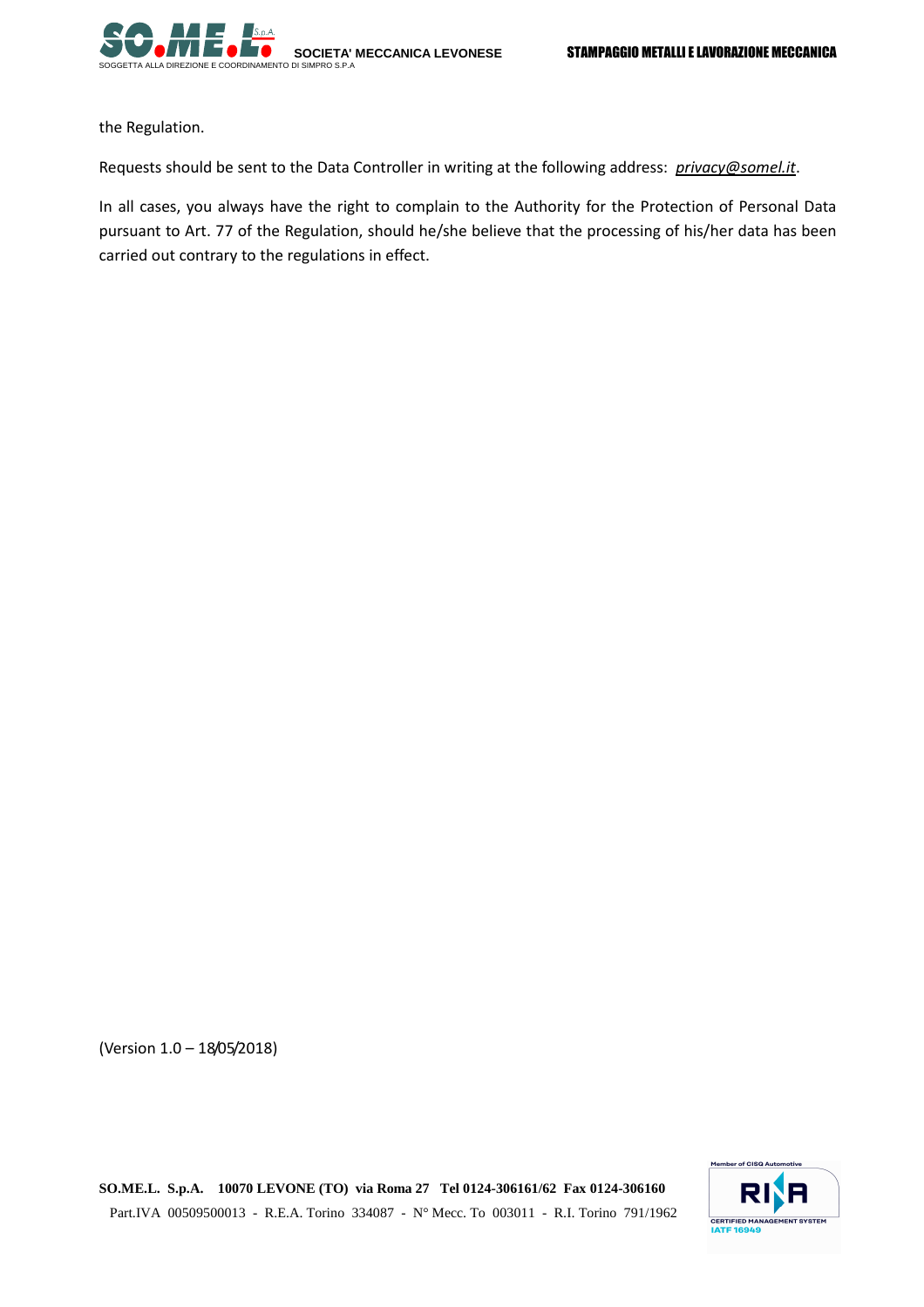the Regulation.

Requests should be sent to the Data Controller in writing at the following address: *privacy@somel.it*.

In all cases, you always have the right to complain to the Authority for the Protection of Personal Data pursuant to Art. 77 of the Regulation, should he/she believe that the processing of his/her data has been carried out contrary to the regulations in effect.

(Version 1.0 – 18/05/2018)